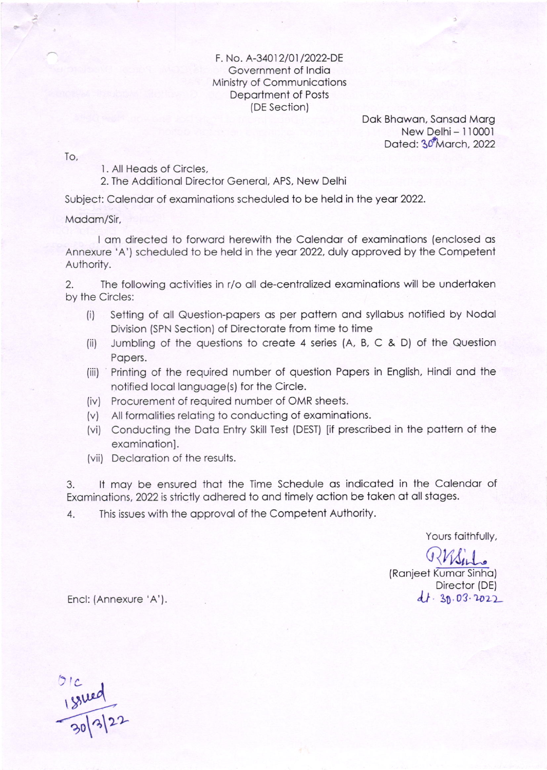F. No. A-34012/01/2022-DE
Government of India
Ministry of Communications
Department of Posts
(DE Section)

Dak Bhawan, Sansad Marg
New Delhi – 110001
Dated: 30th March, 2022

To,

1. All Heads of Circles,
2. The Additional Director General, APS, New Delhi

Subject: Calendar of examinations scheduled to be held in the year 2022.

Madam/Sir,

I am directed to forward herewith the Calendar of examinations (enclosed as Annexure 'A') scheduled to be held in the year 2022, duly approved by the Competent Authority.

2. The following activities in r/o all de-centralized examinations will be undertaken by the Circles:

(i) Setting of all Question-papers as per pattern and syllabus notified by Nodal Division (SPN Section) of Directorate from time to time
(ii) Jumbling of the questions to create 4 series (A, B, C & D) of the Question Papers.
(iii) Printing of the required number of question Papers in English, Hindi and the notified local language(s) for the Circle.
(iv) Procurement of required number of OMR sheets.
(v) All formalities relating to conducting of examinations.
(vi) Conducting the Data Entry Skill Test (DEST) [if prescribed in the pattern of the examination].
(vii) Declaration of the results.

3. It may be ensured that the Time Schedule as indicated in the Calendar of Examinations, 2022 is strictly adhered to and timely action be taken at all stages.

4. This issues with the approval of the Competent Authority.

Yours faithfully,

(Ranjeet Kumar Sinha)
Director (DE)
dt. 30.03.2022

Encl: (Annexure 'A').

O/c
Issued
30/3/22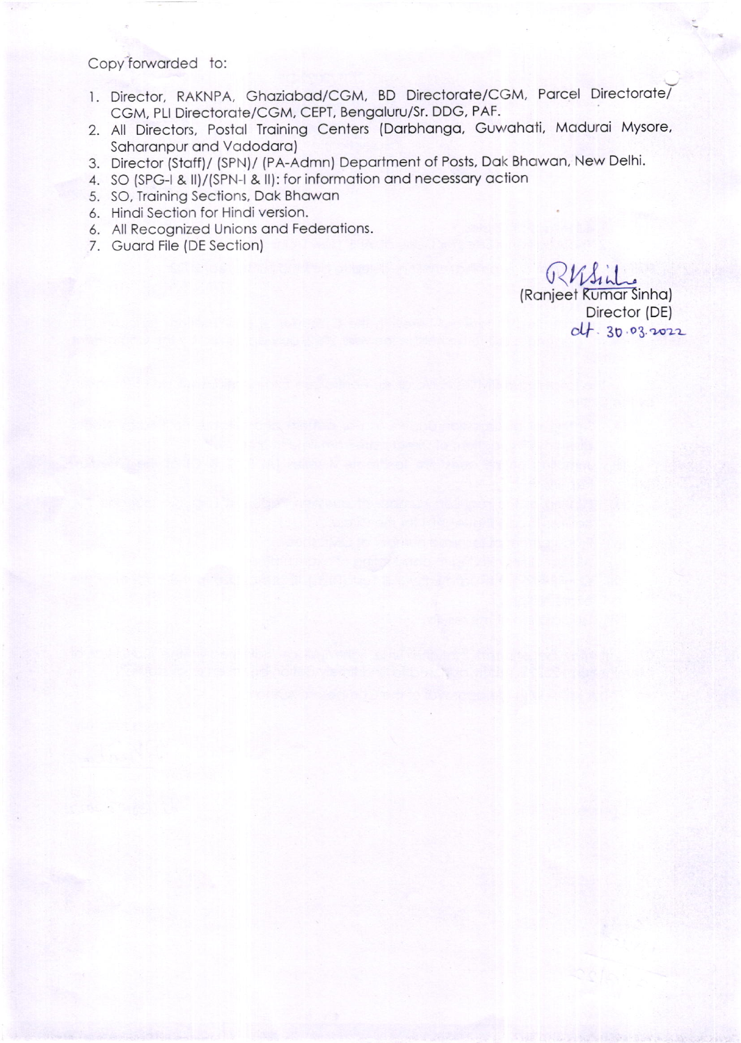Copy forwarded to:

1. Director, RAKNPA, Ghaziabad/CGM, BD Directorate/CGM, Parcel Directorate/ CGM, PLI Directorate/CGM, CEPT, Bengaluru/Sr. DDG, PAF.
2. All Directors, Postal Training Centers (Darbhanga, Guwahati, Madurai Mysore, Saharanpur and Vadodara)
3. Director (Staff)/ (SPN)/ (PA-Admn) Department of Posts, Dak Bhawan, New Delhi.
4. SO (SPG-I & II)/(SPN-I & II): for information and necessary action
5. SO, Training Sections, Dak Bhawan
6. Hindi Section for Hindi version.
6. All Recognized Unions and Federations.
7. Guard File (DE Section)

(Ranjeet Kumar Sinha)
Director (DE)
dt. 30.03.2022